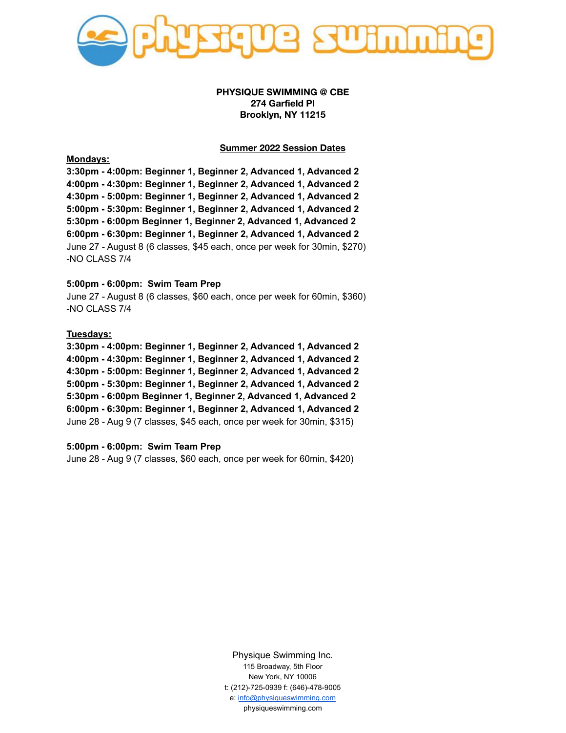**PHYSIQUE SWIMMING @ CBE**
**274 Garfield Pl**
**Brooklyn, NY 11215**

**Summer 2022 Session Dates**

**Mondays:**

**3:30pm - 4:00pm: Beginner 1, Beginner 2, Advanced 1, Advanced 2**
**4:00pm - 4:30pm: Beginner 1, Beginner 2, Advanced 1, Advanced 2**
**4:30pm - 5:00pm: Beginner 1, Beginner 2, Advanced 1, Advanced 2**
**5:00pm - 5:30pm: Beginner 1, Beginner 2, Advanced 1, Advanced 2**
**5:30pm - 6:00pm Beginner 1, Beginner 2, Advanced 1, Advanced 2**
**6:00pm - 6:30pm: Beginner 1, Beginner 2, Advanced 1, Advanced 2**
June 27 - August 8 (6 classes, $45 each, once per week for 30min, $270)
-NO CLASS 7/4

**5:00pm - 6:00pm: Swim Team Prep**
June 27 - August 8 (6 classes, $60 each, once per week for 60min, $360)
-NO CLASS 7/4

**Tuesdays:**

**3:30pm - 4:00pm: Beginner 1, Beginner 2, Advanced 1, Advanced 2**
**4:00pm - 4:30pm: Beginner 1, Beginner 2, Advanced 1, Advanced 2**
**4:30pm - 5:00pm: Beginner 1, Beginner 2, Advanced 1, Advanced 2**
**5:00pm - 5:30pm: Beginner 1, Beginner 2, Advanced 1, Advanced 2**
**5:30pm - 6:00pm Beginner 1, Beginner 2, Advanced 1, Advanced 2**
**6:00pm - 6:30pm: Beginner 1, Beginner 2, Advanced 1, Advanced 2**
June 28 - Aug 9 (7 classes, $45 each, once per week for 30min, $315)

**5:00pm - 6:00pm: Swim Team Prep**
June 28 - Aug 9 (7 classes, $60 each, once per week for 60min, $420)

Physique Swimming Inc.
115 Broadway, 5th Floor
New York, NY 10006
t: (212)-725-0939 f: (646)-478-9005
e: info@physiqueswimming.com
physiqueswimming.com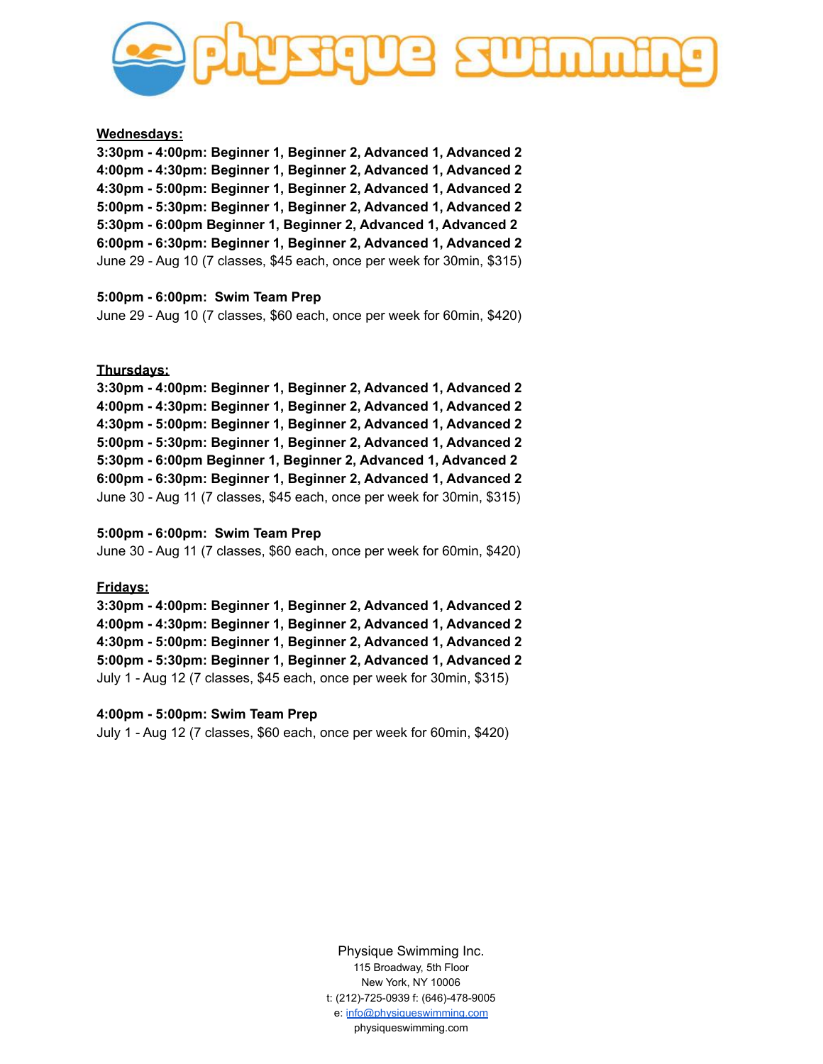**Wednesdays:**

**3:30pm - 4:00pm: Beginner 1, Beginner 2, Advanced 1, Advanced 2**
**4:00pm - 4:30pm: Beginner 1, Beginner 2, Advanced 1, Advanced 2**
**4:30pm - 5:00pm: Beginner 1, Beginner 2, Advanced 1, Advanced 2**
**5:00pm - 5:30pm: Beginner 1, Beginner 2, Advanced 1, Advanced 2**
**5:30pm - 6:00pm Beginner 1, Beginner 2, Advanced 1, Advanced 2**
**6:00pm - 6:30pm: Beginner 1, Beginner 2, Advanced 1, Advanced 2**
June 29 - Aug 10 (7 classes, $45 each, once per week for 30min, $315)

**5:00pm - 6:00pm: Swim Team Prep**
June 29 - Aug 10 (7 classes, $60 each, once per week for 60min, $420)

**Thursdays:**

**3:30pm - 4:00pm: Beginner 1, Beginner 2, Advanced 1, Advanced 2**
**4:00pm - 4:30pm: Beginner 1, Beginner 2, Advanced 1, Advanced 2**
**4:30pm - 5:00pm: Beginner 1, Beginner 2, Advanced 1, Advanced 2**
**5:00pm - 5:30pm: Beginner 1, Beginner 2, Advanced 1, Advanced 2**
**5:30pm - 6:00pm Beginner 1, Beginner 2, Advanced 1, Advanced 2**
**6:00pm - 6:30pm: Beginner 1, Beginner 2, Advanced 1, Advanced 2**
June 30 - Aug 11 (7 classes, $45 each, once per week for 30min, $315)

**5:00pm - 6:00pm: Swim Team Prep**
June 30 - Aug 11 (7 classes, $60 each, once per week for 60min, $420)

**Fridays:**

**3:30pm - 4:00pm: Beginner 1, Beginner 2, Advanced 1, Advanced 2**
**4:00pm - 4:30pm: Beginner 1, Beginner 2, Advanced 1, Advanced 2**
**4:30pm - 5:00pm: Beginner 1, Beginner 2, Advanced 1, Advanced 2**
**5:00pm - 5:30pm: Beginner 1, Beginner 2, Advanced 1, Advanced 2**
July 1 - Aug 12 (7 classes, $45 each, once per week for 30min, $315)

**4:00pm - 5:00pm: Swim Team Prep**
July 1 - Aug 12 (7 classes, $60 each, once per week for 60min, $420)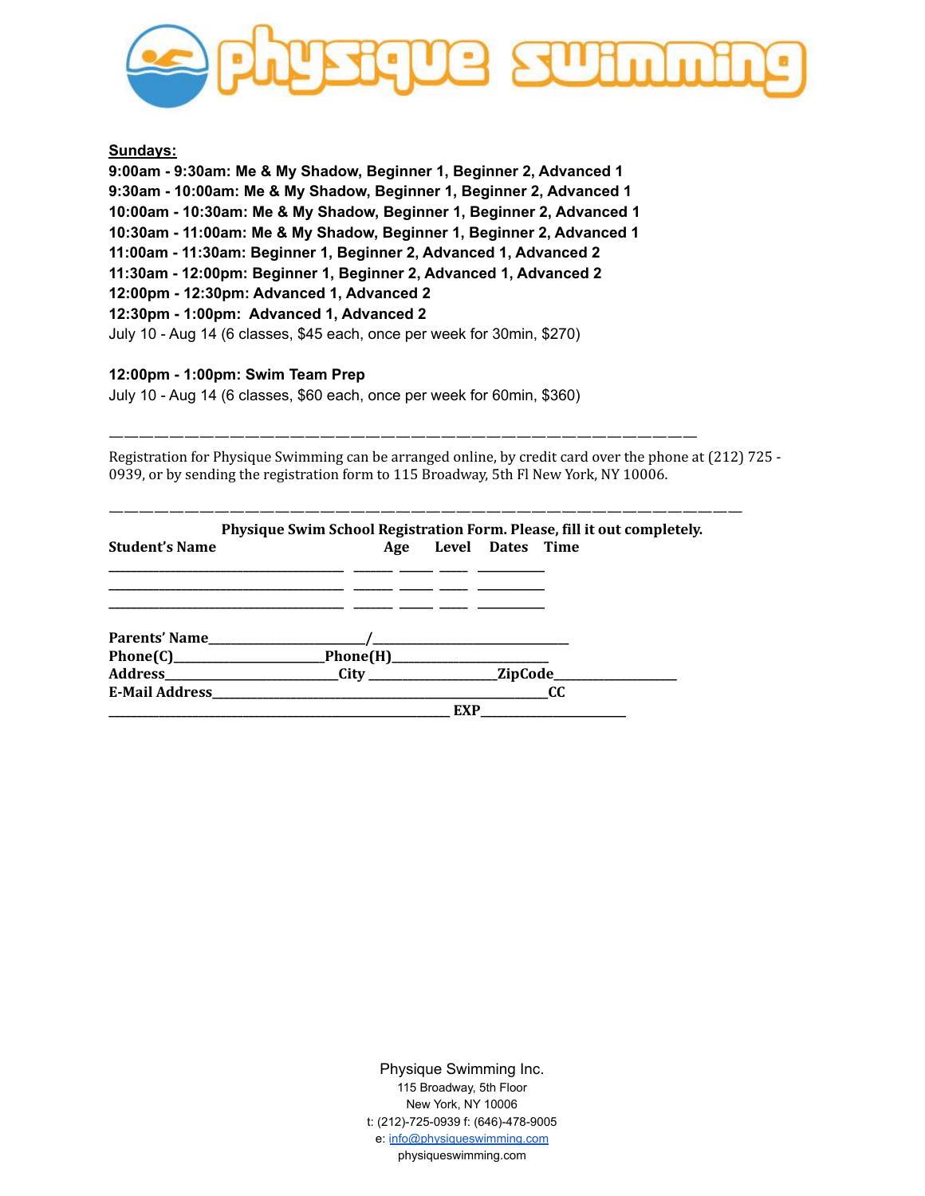**Sundays:**

**9:00am - 9:30am: Me & My Shadow, Beginner 1, Beginner 2, Advanced 1**
**9:30am - 10:00am: Me & My Shadow, Beginner 1, Beginner 2, Advanced 1**
**10:00am - 10:30am: Me & My Shadow, Beginner 1, Beginner 2, Advanced 1**
**10:30am - 11:00am: Me & My Shadow, Beginner 1, Beginner 2, Advanced 1**
**11:00am - 11:30am: Beginner 1, Beginner 2, Advanced 1, Advanced 2**
**11:30am - 12:00pm: Beginner 1, Beginner 2, Advanced 1, Advanced 2**
**12:00pm - 12:30pm: Advanced 1, Advanced 2**
**12:30pm - 1:00pm: Advanced 1, Advanced 2**
July 10 - Aug 14 (6 classes, $45 each, once per week for 30min, $270)

**12:00pm - 1:00pm: Swim Team Prep**
July 10 - Aug 14 (6 classes, $60 each, once per week for 60min, $360)

———————————————————————————————————

Registration for Physique Swimming can be arranged online, by credit card over the phone at (212) 725 - 0939, or by sending the registration form to 115 Broadway, 5th Fl New York, NY 10006.

———————————————————————————————————

**Physique Swim School Registration Form. Please, fill it out completely.**

**Student's Name** **Age** **Level** **Dates** **Time**

______________________ _____ _____ _____ _________
______________________ _____ _____ _____ _________
______________________ _____ _____ _____ _________

**Parents' Name**_____________________/_________________________
**Phone(C)**_____________________**Phone(H)**_____________________
**Address**_______________________**City** _________________**ZipCode**_________________
**E-Mail Address**_____________________________________________**CC**
_____________________________________________ **EXP**____________________

Physique Swimming Inc.
115 Broadway, 5th Floor
New York, NY 10006
t: (212)-725-0939 f: (646)-478-9005
e: info@physiqueswimming.com
physiqueswimming.com